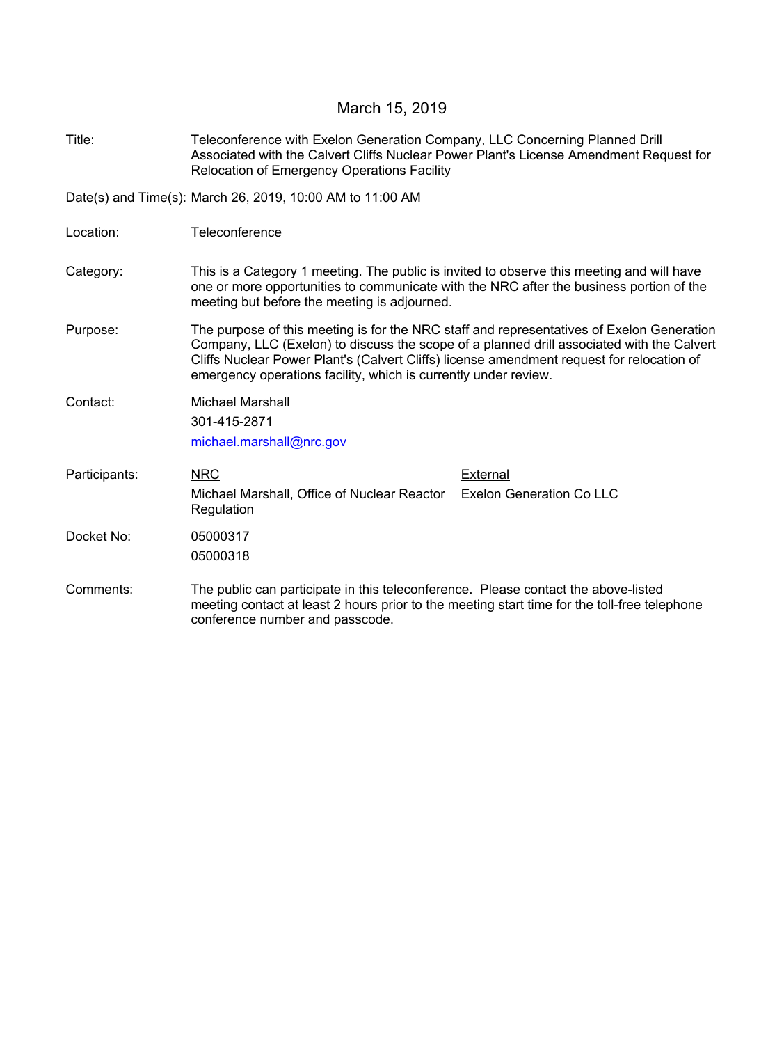March 15, 2019

| | |
|---|---|
| Title: | Teleconference with Exelon Generation Company, LLC Concerning Planned Drill Associated with the Calvert Cliffs Nuclear Power Plant's License Amendment Request for Relocation of Emergency Operations Facility |
| Date(s) and Time(s): | March 26, 2019, 10:00 AM to 11:00 AM |
| Location: | Teleconference |
| Category: | This is a Category 1 meeting. The public is invited to observe this meeting and will have one or more opportunities to communicate with the NRC after the business portion of the meeting but before the meeting is adjourned. |
| Purpose: | The purpose of this meeting is for the NRC staff and representatives of Exelon Generation Company, LLC (Exelon) to discuss the scope of a planned drill associated with the Calvert Cliffs Nuclear Power Plant's (Calvert Cliffs) license amendment request for relocation of emergency operations facility, which is currently under review. |
| Contact: | Michael Marshall<br>301-415-2871<br>michael.marshall@nrc.gov |

Participants:

| NRC | External |
|---|---|
| Michael Marshall, Office of Nuclear Reactor Regulation | Exelon Generation Co LLC |

Docket No:

05000317

05000318

Comments: The public can participate in this teleconference. Please contact the above-listed meeting contact at least 2 hours prior to the meeting start time for the toll-free telephone conference number and passcode.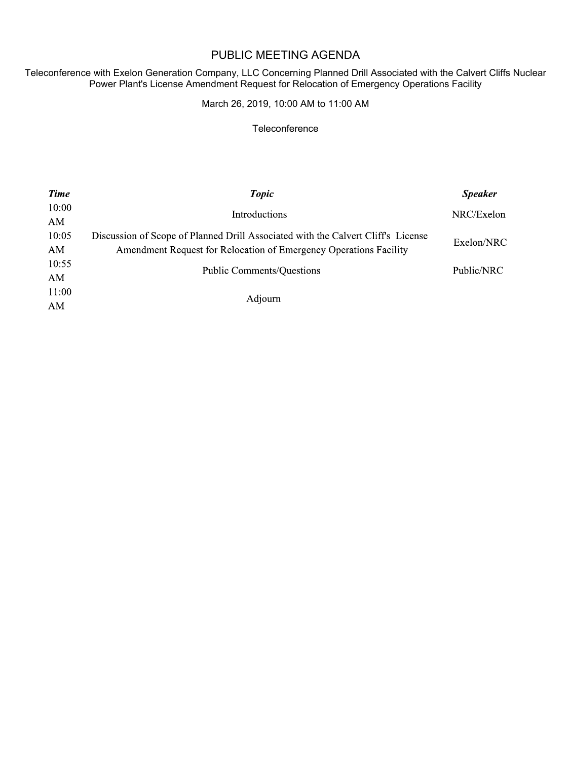# PUBLIC MEETING AGENDA

Teleconference with Exelon Generation Company, LLC Concerning Planned Drill Associated with the Calvert Cliffs Nuclear Power Plant's License Amendment Request for Relocation of Emergency Operations Facility

March 26, 2019, 10:00 AM to 11:00 AM

Teleconference

| *Time* | *Topic* | *Speaker* |
|---|---|---|
| 10:00 AM | Introductions | NRC/Exelon |
| 10:05 AM | Discussion of Scope of Planned Drill Associated with the Calvert Cliff's License Amendment Request for Relocation of Emergency Operations Facility | Exelon/NRC |
| 10:55 AM | Public Comments/Questions | Public/NRC |
| 11:00 AM | Adjourn | |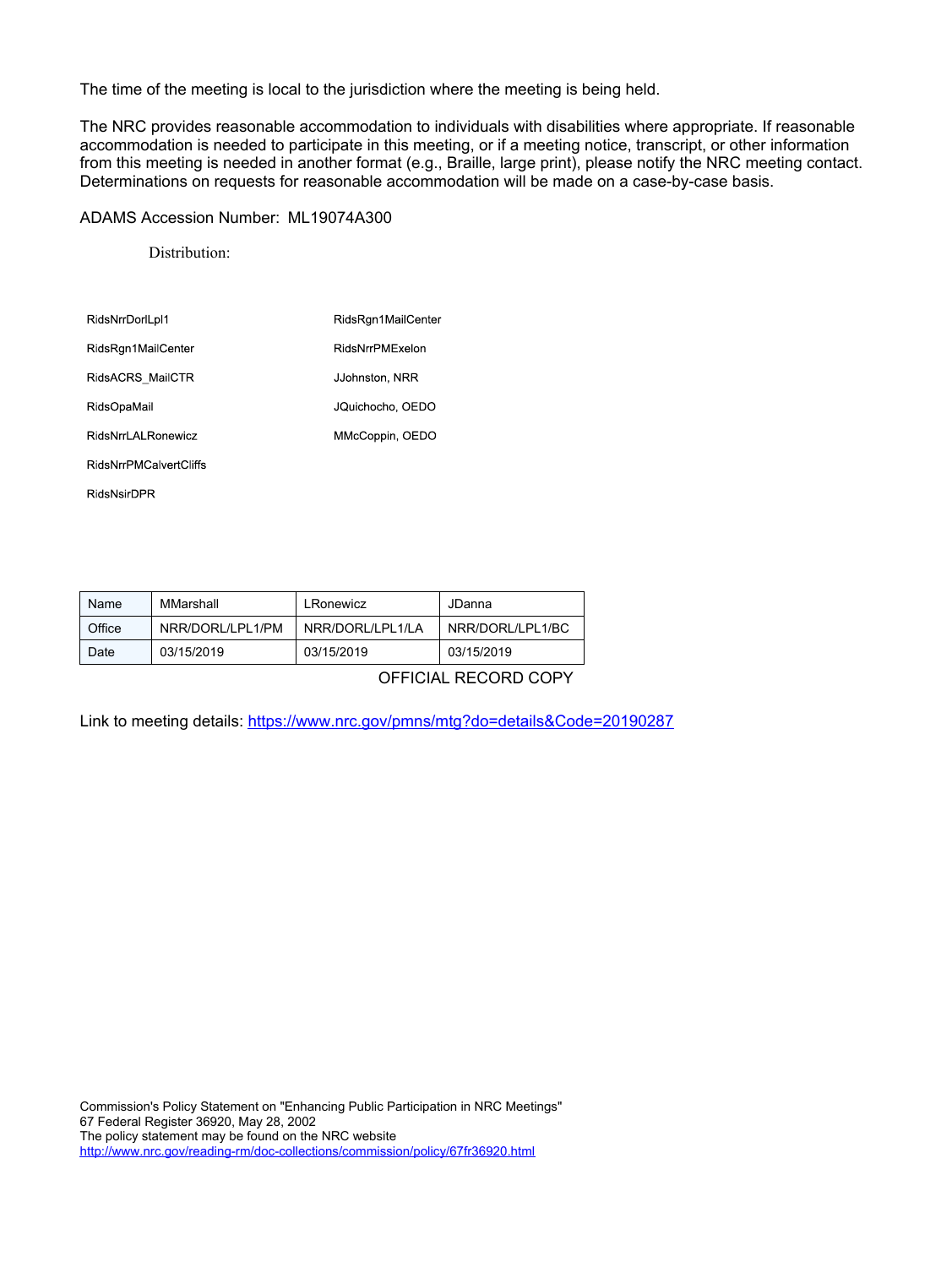The time of the meeting is local to the jurisdiction where the meeting is being held.

The NRC provides reasonable accommodation to individuals with disabilities where appropriate. If reasonable accommodation is needed to participate in this meeting, or if a meeting notice, transcript, or other information from this meeting is needed in another format (e.g., Braille, large print), please notify the NRC meeting contact. Determinations on requests for reasonable accommodation will be made on a case-by-case basis.

ADAMS Accession Number: ML19074A300

Distribution:

RidsNrrDorlLpl1
RidsRgn1MailCenter
RidsACRS_MailCTR
RidsOpaMail
RidsNrrLALRonewicz
RidsNrrPMCalvertCliffs
RidsNsirDPR
RidsRgn1MailCenter
RidsNrrPMExelon
JJohnston, NRR
JQuichocho, OEDO
MMcCoppin, OEDO

| | | | |
|---|---|---|---|
| Name | MMarshall | LRonewicz | JDanna |
| Office | NRR/DORL/LPL1/PM | NRR/DORL/LPL1/LA | NRR/DORL/LPL1/BC |
| Date | 03/15/2019 | 03/15/2019 | 03/15/2019 |

OFFICIAL RECORD COPY

Link to meeting details: https://www.nrc.gov/pmns/mtg?do=details&Code=20190287

Commission's Policy Statement on "Enhancing Public Participation in NRC Meetings"
67 Federal Register 36920, May 28, 2002
The policy statement may be found on the NRC website
http://www.nrc.gov/reading-rm/doc-collections/commission/policy/67fr36920.html